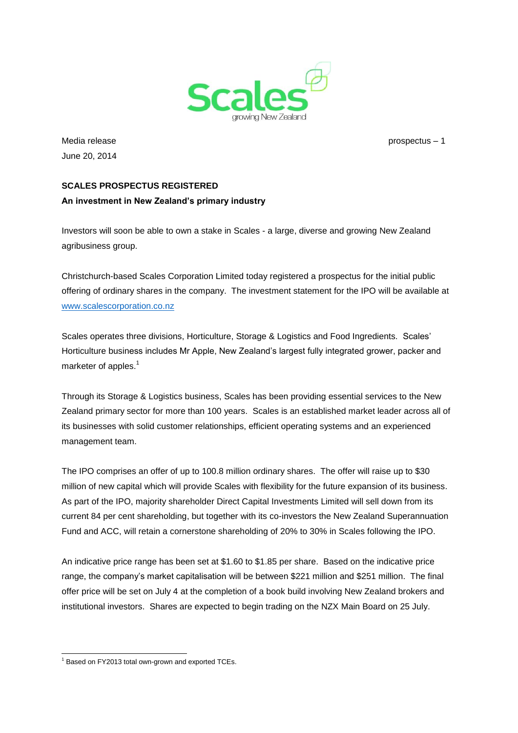Scales

growing New Zealand

Media release

June 20, 2014

prospectus – 1

**SCALES PROSPECTUS REGISTERED**

**An investment in New Zealand's primary industry**

Investors will soon be able to own a stake in Scales - a large, diverse and growing New Zealand agribusiness group.

Christchurch-based Scales Corporation Limited today registered a prospectus for the initial public offering of ordinary shares in the company. The investment statement for the IPO will be available at www.scalescorporation.co.nz

Scales operates three divisions, Horticulture, Storage & Logistics and Food Ingredients. Scales' Horticulture business includes Mr Apple, New Zealand's largest fully integrated grower, packer and marketer of apples.[1]

Through its Storage & Logistics business, Scales has been providing essential services to the New Zealand primary sector for more than 100 years. Scales is an established market leader across all of its businesses with solid customer relationships, efficient operating systems and an experienced management team.

The IPO comprises an offer of up to 100.8 million ordinary shares. The offer will raise up to $30 million of new capital which will provide Scales with flexibility for the future expansion of its business. As part of the IPO, majority shareholder Direct Capital Investments Limited will sell down from its current 84 per cent shareholding, but together with its co-investors the New Zealand Superannuation Fund and ACC, will retain a cornerstone shareholding of 20% to 30% in Scales following the IPO.

An indicative price range has been set at $1.60 to $1.85 per share. Based on the indicative price range, the company's market capitalisation will be between $221 million and $251 million. The final offer price will be set on July 4 at the completion of a book build involving New Zealand brokers and institutional investors. Shares are expected to begin trading on the NZX Main Board on 25 July.

---

[1] Based on FY2013 total own-grown and exported TCEs.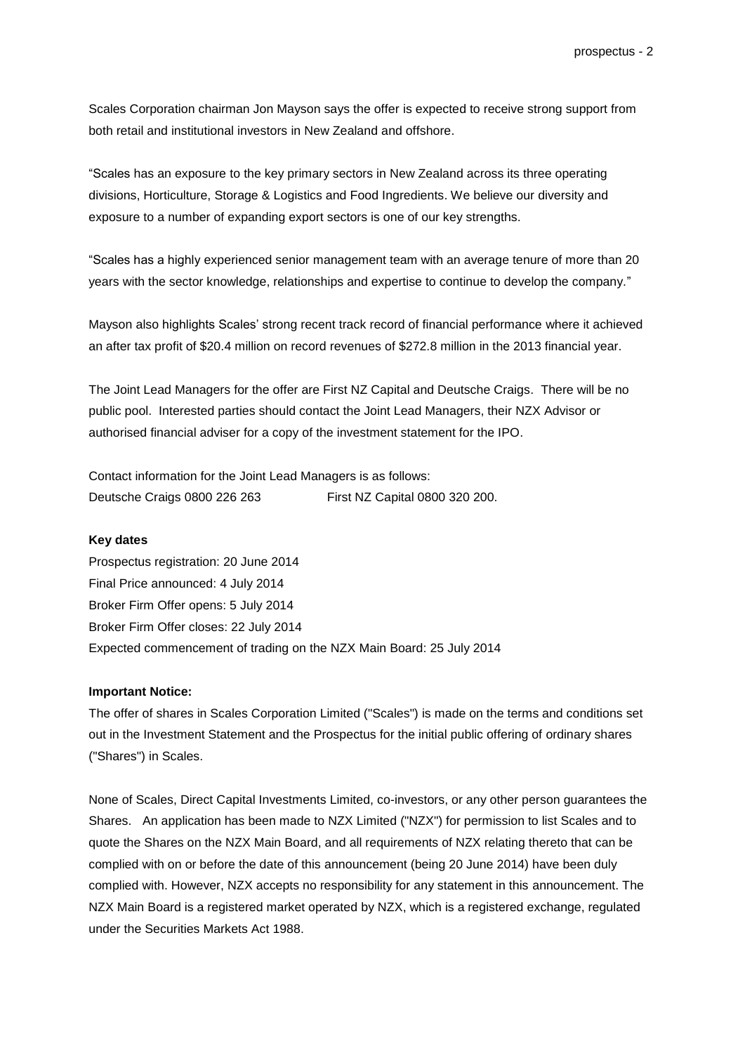Scales Corporation chairman Jon Mayson says the offer is expected to receive strong support from both retail and institutional investors in New Zealand and offshore.

"Scales has an exposure to the key primary sectors in New Zealand across its three operating divisions, Horticulture, Storage & Logistics and Food Ingredients. We believe our diversity and exposure to a number of expanding export sectors is one of our key strengths.

"Scales has a highly experienced senior management team with an average tenure of more than 20 years with the sector knowledge, relationships and expertise to continue to develop the company."

Mayson also highlights Scales' strong recent track record of financial performance where it achieved an after tax profit of $20.4 million on record revenues of $272.8 million in the 2013 financial year.

The Joint Lead Managers for the offer are First NZ Capital and Deutsche Craigs. There will be no public pool. Interested parties should contact the Joint Lead Managers, their NZX Advisor or authorised financial adviser for a copy of the investment statement for the IPO.

Contact information for the Joint Lead Managers is as follows:
Deutsche Craigs 0800 226 263 First NZ Capital 0800 320 200.

**Key dates**

Prospectus registration: 20 June 2014
Final Price announced: 4 July 2014
Broker Firm Offer opens: 5 July 2014
Broker Firm Offer closes: 22 July 2014
Expected commencement of trading on the NZX Main Board: 25 July 2014

**Important Notice:**

The offer of shares in Scales Corporation Limited ("Scales") is made on the terms and conditions set out in the Investment Statement and the Prospectus for the initial public offering of ordinary shares ("Shares") in Scales.

None of Scales, Direct Capital Investments Limited, co-investors, or any other person guarantees the Shares. An application has been made to NZX Limited ("NZX") for permission to list Scales and to quote the Shares on the NZX Main Board, and all requirements of NZX relating thereto that can be complied with on or before the date of this announcement (being 20 June 2014) have been duly complied with. However, NZX accepts no responsibility for any statement in this announcement. The NZX Main Board is a registered market operated by NZX, which is a registered exchange, regulated under the Securities Markets Act 1988.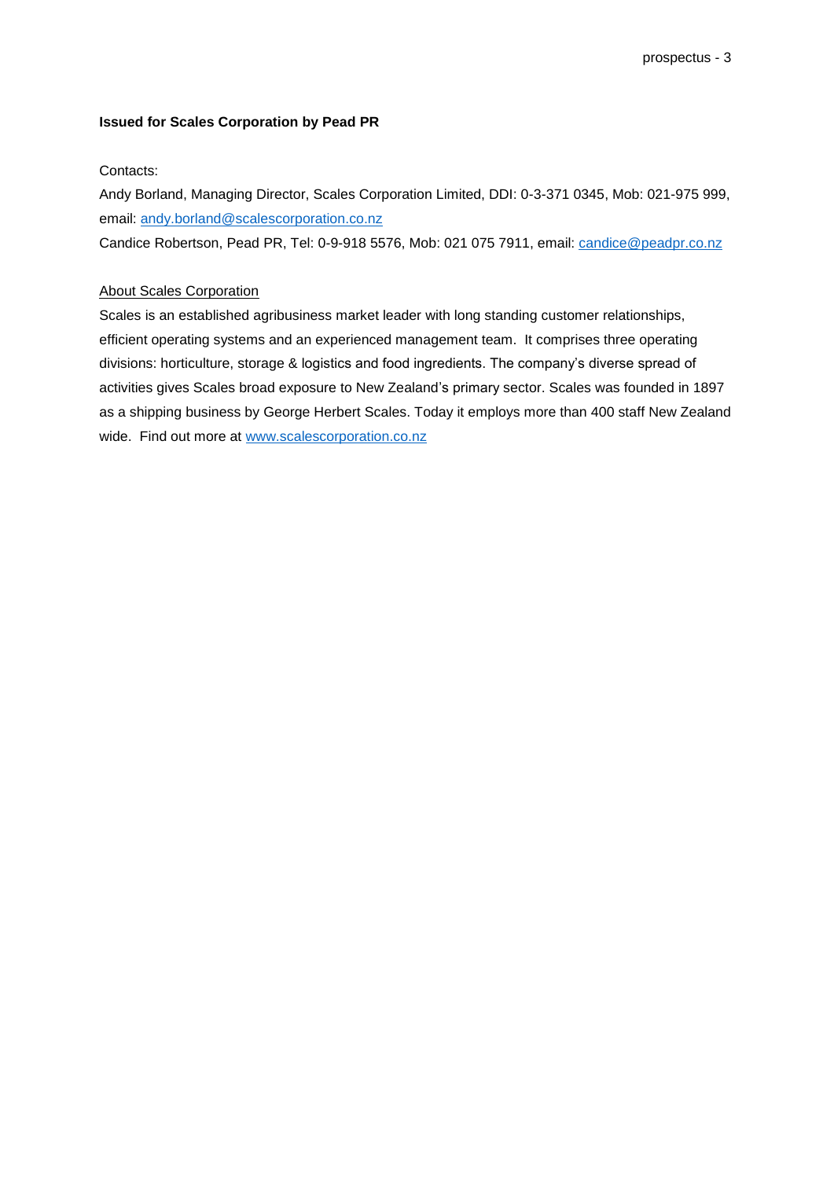**Issued for Scales Corporation by Pead PR**

Contacts:

Andy Borland, Managing Director, Scales Corporation Limited, DDI: 0-3-371 0345, Mob: 021-975 999, email: [andy.borland@scalescorporation.co.nz](mailto:andy.borland@scalescorporation.co.nz)

Candice Robertson, Pead PR, Tel: 0-9-918 5576, Mob: 021 075 7911, email: [candice@peadpr.co.nz](mailto:candice@peadpr.co.nz)

About Scales Corporation

Scales is an established agribusiness market leader with long standing customer relationships, efficient operating systems and an experienced management team. It comprises three operating divisions: horticulture, storage & logistics and food ingredients. The company's diverse spread of activities gives Scales broad exposure to New Zealand's primary sector. Scales was founded in 1897 as a shipping business by George Herbert Scales. Today it employs more than 400 staff New Zealand wide. Find out more at [www.scalescorporation.co.nz](http://www.scalescorporation.co.nz)